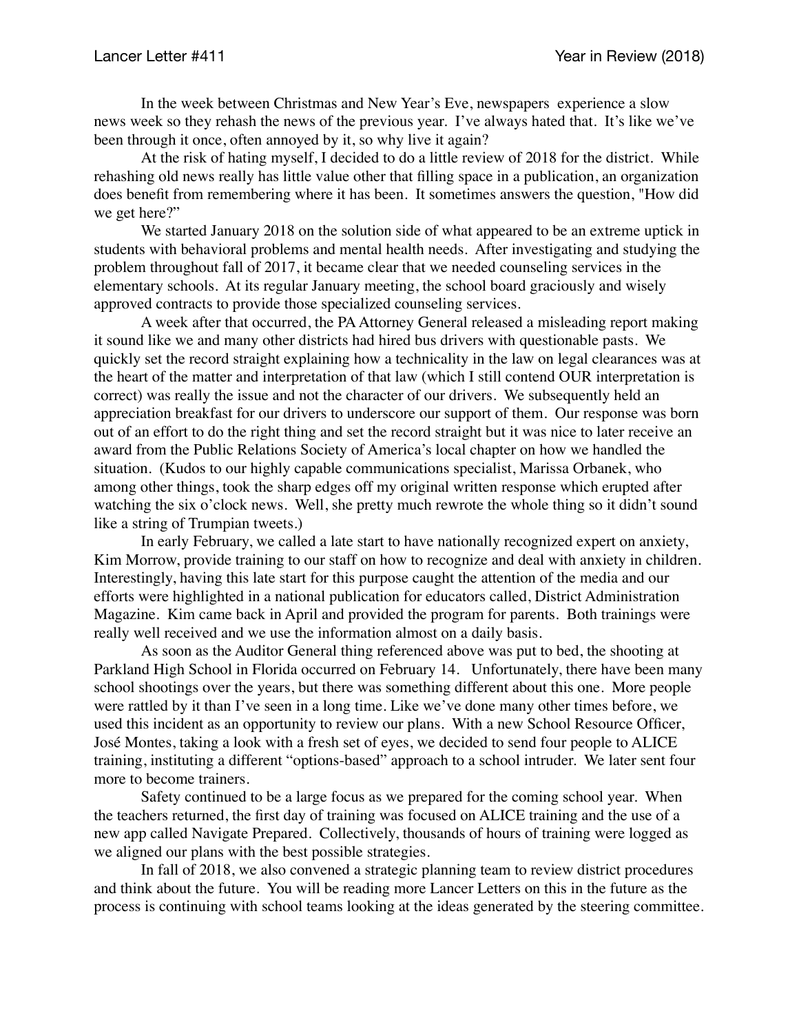In the week between Christmas and New Year's Eve, newspapers experience a slow news week so they rehash the news of the previous year. I've always hated that. It's like we've been through it once, often annoyed by it, so why live it again?

At the risk of hating myself, I decided to do a little review of 2018 for the district. While rehashing old news really has little value other that filling space in a publication, an organization does benefit from remembering where it has been. It sometimes answers the question, "How did we get here?"

We started January 2018 on the solution side of what appeared to be an extreme uptick in students with behavioral problems and mental health needs. After investigating and studying the problem throughout fall of 2017, it became clear that we needed counseling services in the elementary schools. At its regular January meeting, the school board graciously and wisely approved contracts to provide those specialized counseling services.

A week after that occurred, the PA Attorney General released a misleading report making it sound like we and many other districts had hired bus drivers with questionable pasts. We quickly set the record straight explaining how a technicality in the law on legal clearances was at the heart of the matter and interpretation of that law (which I still contend OUR interpretation is correct) was really the issue and not the character of our drivers. We subsequently held an appreciation breakfast for our drivers to underscore our support of them. Our response was born out of an effort to do the right thing and set the record straight but it was nice to later receive an award from the Public Relations Society of America's local chapter on how we handled the situation. (Kudos to our highly capable communications specialist, Marissa Orbanek, who among other things, took the sharp edges off my original written response which erupted after watching the six o'clock news. Well, she pretty much rewrote the whole thing so it didn't sound like a string of Trumpian tweets.)

In early February, we called a late start to have nationally recognized expert on anxiety, Kim Morrow, provide training to our staff on how to recognize and deal with anxiety in children. Interestingly, having this late start for this purpose caught the attention of the media and our efforts were highlighted in a national publication for educators called, District Administration Magazine. Kim came back in April and provided the program for parents. Both trainings were really well received and we use the information almost on a daily basis.

As soon as the Auditor General thing referenced above was put to bed, the shooting at Parkland High School in Florida occurred on February 14. Unfortunately, there have been many school shootings over the years, but there was something different about this one. More people were rattled by it than I've seen in a long time. Like we've done many other times before, we used this incident as an opportunity to review our plans. With a new School Resource Officer, José Montes, taking a look with a fresh set of eyes, we decided to send four people to ALICE training, instituting a different "options-based" approach to a school intruder. We later sent four more to become trainers.

Safety continued to be a large focus as we prepared for the coming school year. When the teachers returned, the first day of training was focused on ALICE training and the use of a new app called Navigate Prepared. Collectively, thousands of hours of training were logged as we aligned our plans with the best possible strategies.

In fall of 2018, we also convened a strategic planning team to review district procedures and think about the future. You will be reading more Lancer Letters on this in the future as the process is continuing with school teams looking at the ideas generated by the steering committee.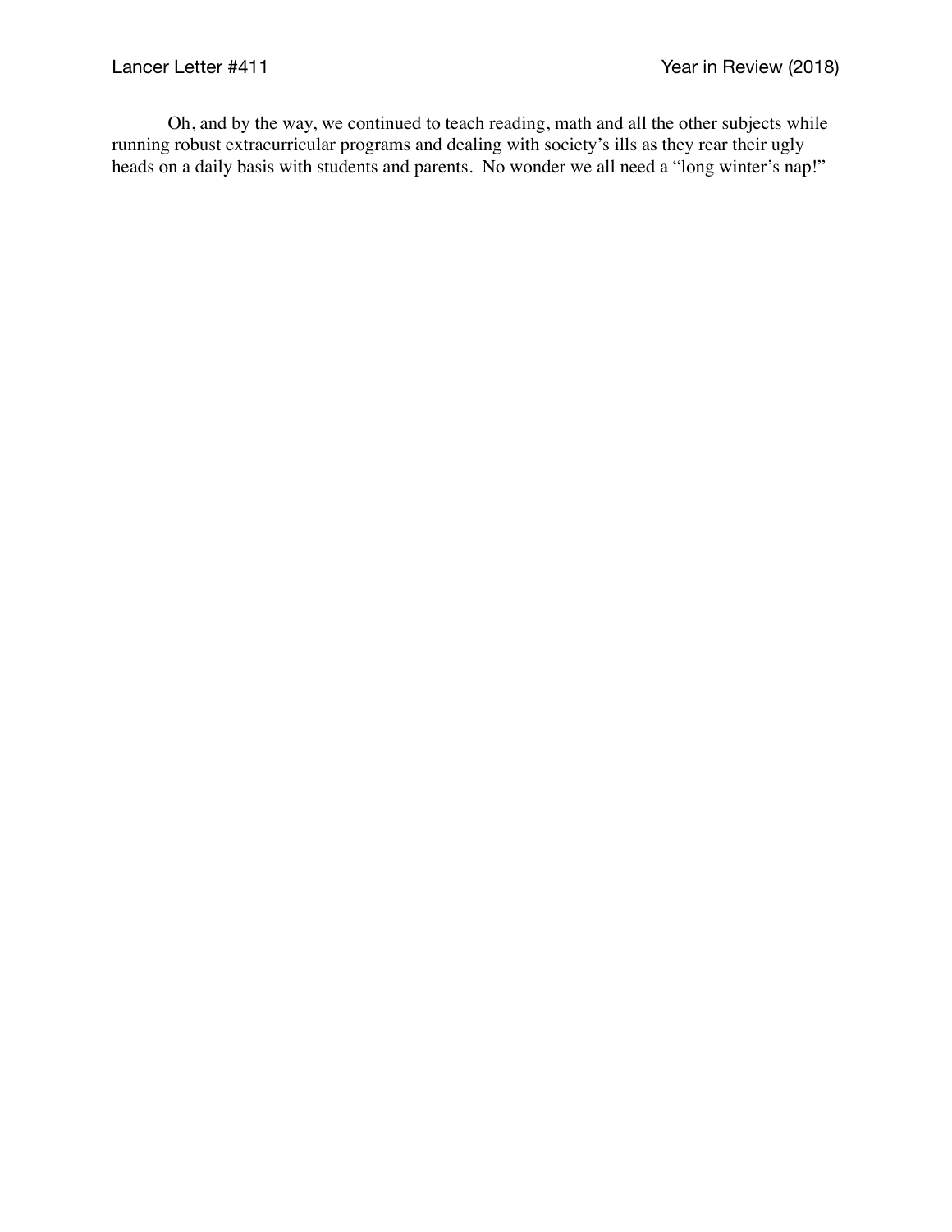Oh, and by the way, we continued to teach reading, math and all the other subjects while running robust extracurricular programs and dealing with society's ills as they rear their ugly heads on a daily basis with students and parents. No wonder we all need a "long winter's nap!"